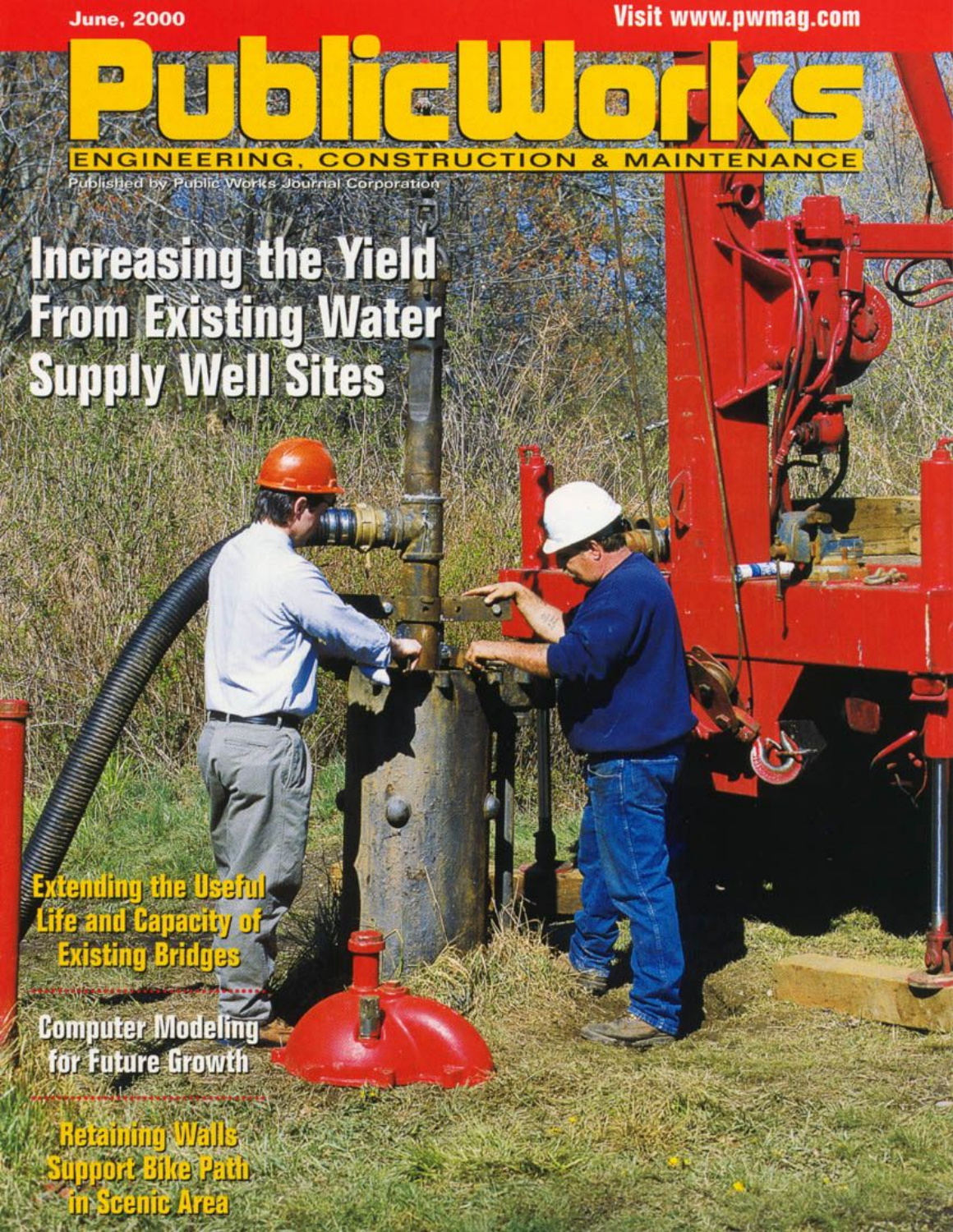June, 2000

Visit www.pwmag.com

# Public Works

ENGINEERING, CONSTRUCTION & MAINTENANCE

Published by Public Works Journal Corporation

## Increasing the Yield From Existing Water Supply Well Sites

**Extending the Useful Life and Capacity of Existing Bridges**

**Computer Modeling for Future Growth**

**Retaining Walls Support Bike Path in Scenic Area**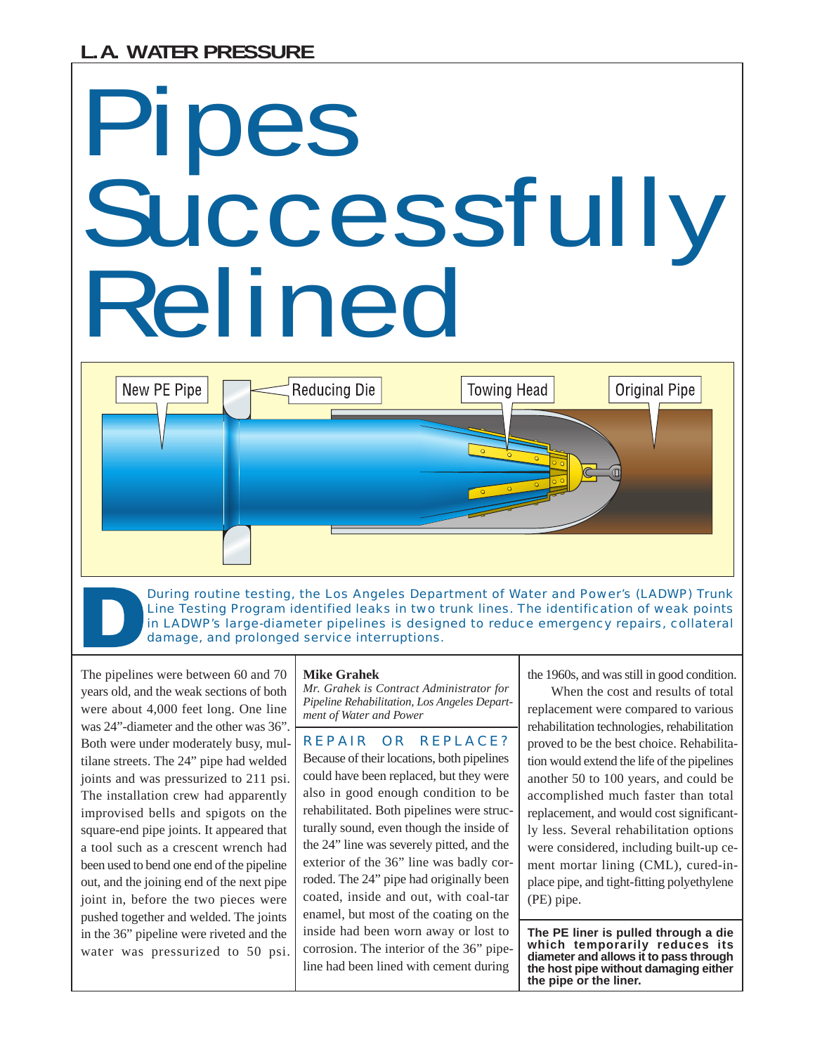L.A. WATER PRESSURE

# Pipes Successfully Relined

New PE Pipe

Reducing Die

Towing Head

Original Pipe

**During routine testing, the Los Angeles Department of Water and Power's (LADWP) Trunk Line Testing Program identified leaks in two trunk lines. The identification of weak points in LADWP's large-diameter pipelines is designed to reduce emergency repairs, collateral damage, and prolonged service interruptions.**

The pipelines were between 60 and 70 years old, and the weak sections of both were about 4,000 feet long. One line was 24"-diameter and the other was 36". Both were under moderately busy, multilane streets. The 24" pipe had welded joints and was pressurized to 211 psi. The installation crew had apparently improvised bells and spigots on the square-end pipe joints. It appeared that a tool such as a crescent wrench had been used to bend one end of the pipeline out, and the joining end of the next pipe joint in, before the two pieces were pushed together and welded. The joints in the 36" pipeline were riveted and the water was pressurized to 50 psi.

**Mike Grahek**

*Mr. Grahek is Contract Administrator for Pipeline Rehabilitation, Los Angeles Department of Water and Power*

## REPAIR OR REPLACE?

Because of their locations, both pipelines could have been replaced, but they were also in good enough condition to be rehabilitated. Both pipelines were structurally sound, even though the inside of the 24" line was severely pitted, and the exterior of the 36" line was badly corroded. The 24" pipe had originally been coated, inside and out, with coal-tar enamel, but most of the coating on the inside had been worn away or lost to corrosion. The interior of the 36" pipeline had been lined with cement during the 1960s, and was still in good condition.

When the cost and results of total replacement were compared to various rehabilitation technologies, rehabilitation proved to be the best choice. Rehabilitation would extend the life of the pipelines another 50 to 100 years, and could be accomplished much faster than total replacement, and would cost significantly less. Several rehabilitation options were considered, including built-up cement mortar lining (CML), cured-in-place pipe, and tight-fitting polyethylene (PE) pipe.

**The PE liner is pulled through a die which temporarily reduces its diameter and allows it to pass through the host pipe without damaging either the pipe or the liner.**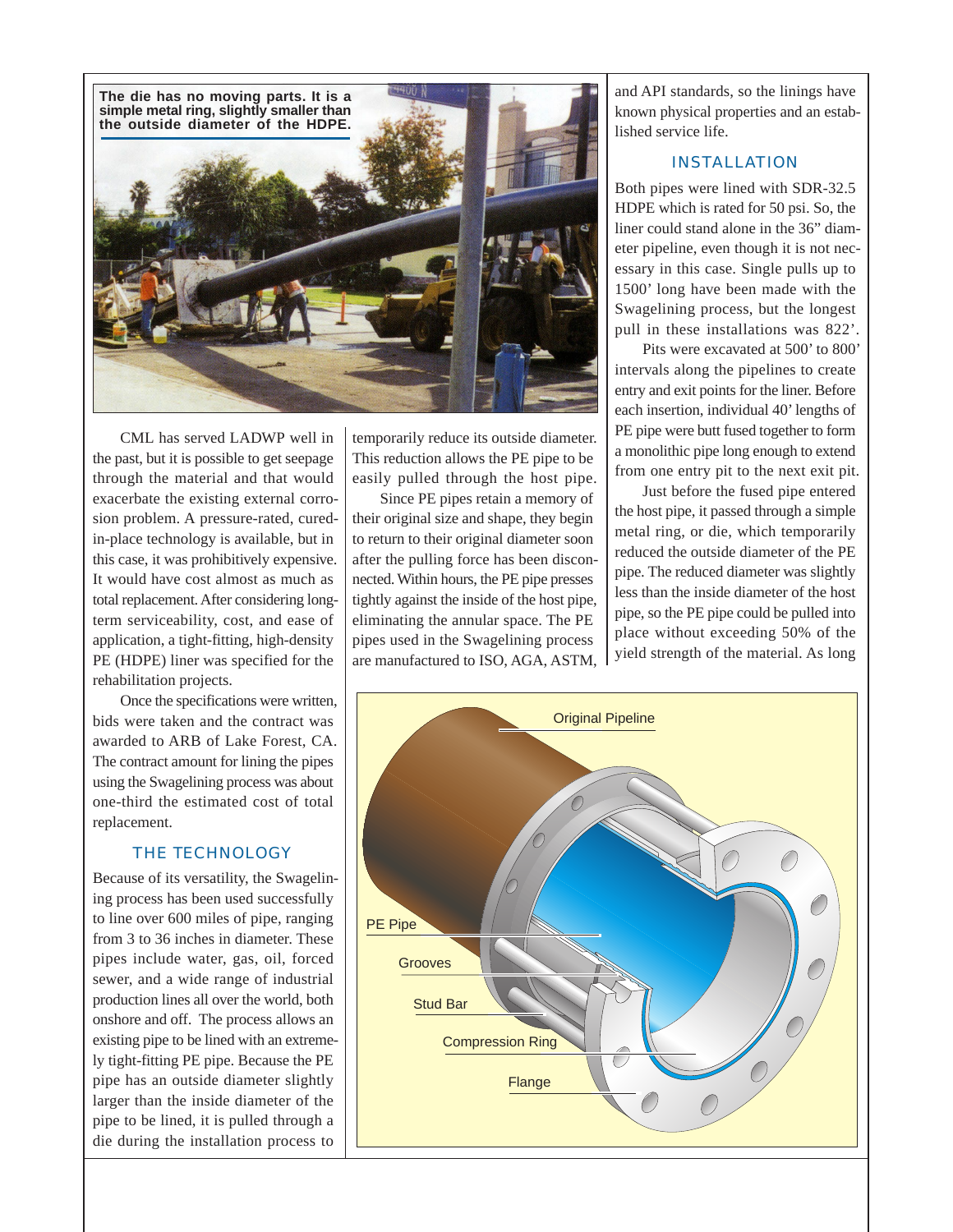The die has no moving parts. It is a simple metal ring, slightly smaller than the outside diameter of the HDPE.

CML has served LADWP well in the past, but it is possible to get seepage through the material and that would exacerbate the existing external corrosion problem. A pressure-rated, cured-in-place technology is available, but in this case, it was prohibitively expensive. It would have cost almost as much as total replacement. After considering long-term serviceability, cost, and ease of application, a tight-fitting, high-density PE (HDPE) liner was specified for the rehabilitation projects.

Once the specifications were written, bids were taken and the contract was awarded to ARB of Lake Forest, CA. The contract amount for lining the pipes using the Swagelining process was about one-third the estimated cost of total replacement.

## THE TECHNOLOGY

Because of its versatility, the Swagelining process has been used successfully to line over 600 miles of pipe, ranging from 3 to 36 inches in diameter. These pipes include water, gas, oil, forced sewer, and a wide range of industrial production lines all over the world, both onshore and off. The process allows an existing pipe to be lined with an extremely tight-fitting PE pipe. Because the PE pipe has an outside diameter slightly larger than the inside diameter of the pipe to be lined, it is pulled through a die during the installation process to temporarily reduce its outside diameter. This reduction allows the PE pipe to be easily pulled through the host pipe.

Since PE pipes retain a memory of their original size and shape, they begin to return to their original diameter soon after the pulling force has been disconnected. Within hours, the PE pipe presses tightly against the inside of the host pipe, eliminating the annular space. The PE pipes used in the Swagelining process are manufactured to ISO, AGA, ASTM, and API standards, so the linings have known physical properties and an established service life.

## INSTALLATION

Both pipes were lined with SDR-32.5 HDPE which is rated for 50 psi. So, the liner could stand alone in the 36" diameter pipeline, even though it is not necessary in this case. Single pulls up to 1500' long have been made with the Swagelining process, but the longest pull in these installations was 822'.

Pits were excavated at 500' to 800' intervals along the pipelines to create entry and exit points for the liner. Before each insertion, individual 40' lengths of PE pipe were butt fused together to form a monolithic pipe long enough to extend from one entry pit to the next exit pit.

Just before the fused pipe entered the host pipe, it passed through a simple metal ring, or die, which temporarily reduced the outside diameter of the PE pipe. The reduced diameter was slightly less than the inside diameter of the host pipe, so the PE pipe could be pulled into place without exceeding 50% of the yield strength of the material. As long

Original Pipeline
PE Pipe
Grooves
Stud Bar
Compression Ring
Flange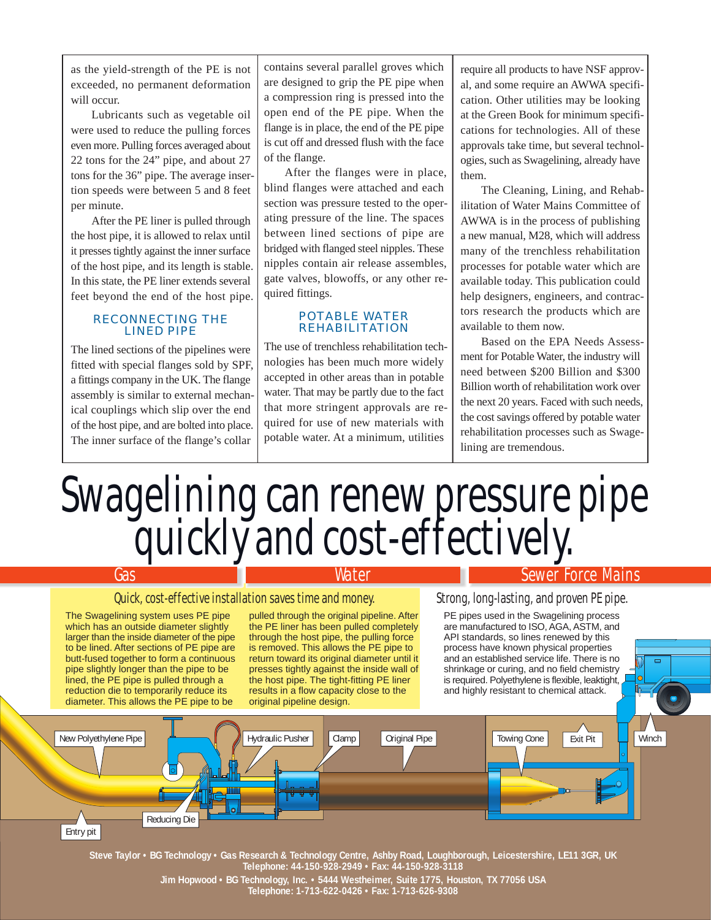as the yield-strength of the PE is not exceeded, no permanent deformation will occur.

Lubricants such as vegetable oil were used to reduce the pulling forces even more. Pulling forces averaged about 22 tons for the 24" pipe, and about 27 tons for the 36" pipe. The average insertion speeds were between 5 and 8 feet per minute.

After the PE liner is pulled through the host pipe, it is allowed to relax until it presses tightly against the inner surface of the host pipe, and its length is stable. In this state, the PE liner extends several feet beyond the end of the host pipe.

## RECONNECTING THE LINED PIPE

The lined sections of the pipelines were fitted with special flanges sold by SPF, a fittings company in the UK. The flange assembly is similar to external mechanical couplings which slip over the end of the host pipe, and are bolted into place. The inner surface of the flange's collar contains several parallel groves which are designed to grip the PE pipe when a compression ring is pressed into the open end of the PE pipe. When the flange is in place, the end of the PE pipe is cut off and dressed flush with the face of the flange.

After the flanges were in place, blind flanges were attached and each section was pressure tested to the operating pressure of the line. The spaces between lined sections of pipe are bridged with flanged steel nipples. These nipples contain air release assembles, gate valves, blowoffs, or any other required fittings.

## POTABLE WATER REHABILITATION

The use of trenchless rehabilitation technologies has been much more widely accepted in other areas than in potable water. That may be partly due to the fact that more stringent approvals are required for use of new materials with potable water. At a minimum, utilities require all products to have NSF approval, and some require an AWWA specification. Other utilities may be looking at the Green Book for minimum specifications for technologies. All of these approvals take time, but several technologies, such as Swagelining, already have them.

The Cleaning, Lining, and Rehabilitation of Water Mains Committee of AWWA is in the process of publishing a new manual, M28, which will address many of the trenchless rehabilitation processes for potable water which are available today. This publication could help designers, engineers, and contractors research the products which are available to them now.

Based on the EPA Needs Assessment for Potable Water, the industry will need between $200 Billion and $300 Billion worth of rehabilitation work over the next 20 years. Faced with such needs, the cost savings offered by potable water rehabilitation processes such as Swagelining are tremendous.

# Swagelining can renew pressure pipe quickly and cost-effectively.

Gas | Water | Sewer Force Mains

### Quick, cost-effective installation saves time and money.

The Swagelining system uses PE pipe which has an outside diameter slightly larger than the inside diameter of the pipe to be lined. After sections of PE pipe are butt-fused together to form a continuous pipe slightly longer than the pipe to be lined, the PE pipe is pulled through a reduction die to temporarily reduce its diameter. This allows the PE pipe to be pulled through the original pipeline. After the PE liner has been pulled completely through the host pipe, the pulling force is removed. This allows the PE pipe to return toward its original diameter until it presses tightly against the inside wall of the host pipe. The tight-fitting PE liner results in a flow capacity close to the original pipeline design.

### Strong, long-lasting, and proven PE pipe.

PE pipes used in the Swagelining process are manufactured to ISO, AGA, ASTM, and API standards, so lines renewed by this process have known physical properties and an established service life. There is no shrinkage or curing, and no field chemistry is required. Polyethylene is flexible, leaktight, and highly resistant to chemical attack.

New Polyethylene Pipe
Hydraulic Pusher
Clamp
Original Pipe
Towing Cone
Exit Pit
Winch
Reducing Die
Entry pit

**Steve Taylor • BG Technology • Gas Research & Technology Centre, Ashby Road, Loughborough, Leicestershire, LE11 3GR, UK**
**Telephone: 44-150-928-2949 • Fax: 44-150-928-3118**

**Jim Hopwood • BG Technology, Inc. • 5444 Westheimer, Suite 1775, Houston, TX 77056 USA**
**Telephone: 1-713-622-0426 • Fax: 1-713-626-9308**